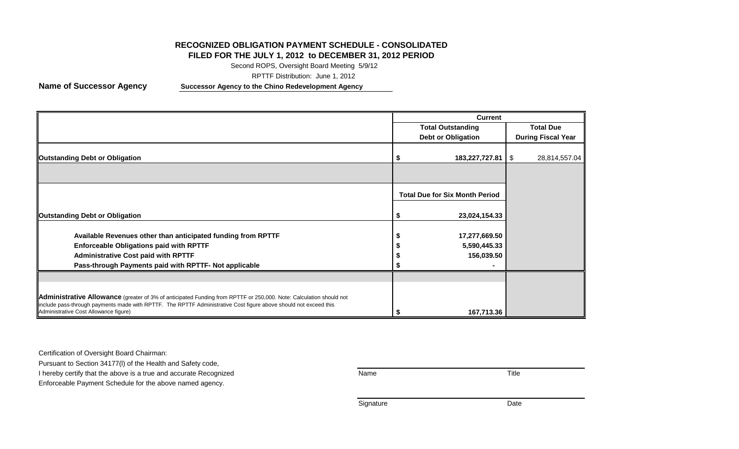# RECOGNIZED OBLIGATION PAYMENT SCHEDULE - CONSOLIDATED
## FILED FOR THE JULY 1, 2012 to DECEMBER 31, 2012 PERIOD

Second ROPS, Oversight Board Meeting 5/9/12

RPTTF Distribution: June 1, 2012

**Name of Successor Agency** **Successor Agency to the Chino Redevelopment Agency**

| | Current | |
|---|---|---|
| | **Total Outstanding Debt or Obligation** | **Total Due During Fiscal Year** |
| **Outstanding Debt or Obligation** | **$ 183,227,727.81** | $ 28,814,557.04 |
| | | |
| | **Total Due for Six Month Period** | |
| **Outstanding Debt or Obligation** | **$ 23,024,154.33** | |
| **Available Revenues other than anticipated funding from RPTTF** | **$ 17,277,669.50** | |
| **Enforceable Obligations paid with RPTTF** | **$ 5,590,445.33** | |
| **Administrative Cost paid with RPTTF** | **$ 156,039.50** | |
| **Pass-through Payments paid with RPTTF- Not applicable** | **$ -** | |
| | | |
| **Administrative Allowance** (greater of 3% of anticipated Funding from RPTTF or 250,000. Note: Calculation should not include pass-through payments made with RPTTF. The RPTTF Administrative Cost figure above should not exceed this Administrative Cost Allowance figure) | **$ 167,713.36** | |

Certification of Oversight Board Chairman:
Pursuant to Section 34177(l) of the Health and Safety code,
I hereby certify that the above is a true and accurate Recognized
Enforceable Payment Schedule for the above named agency.

Name Title

Signature Date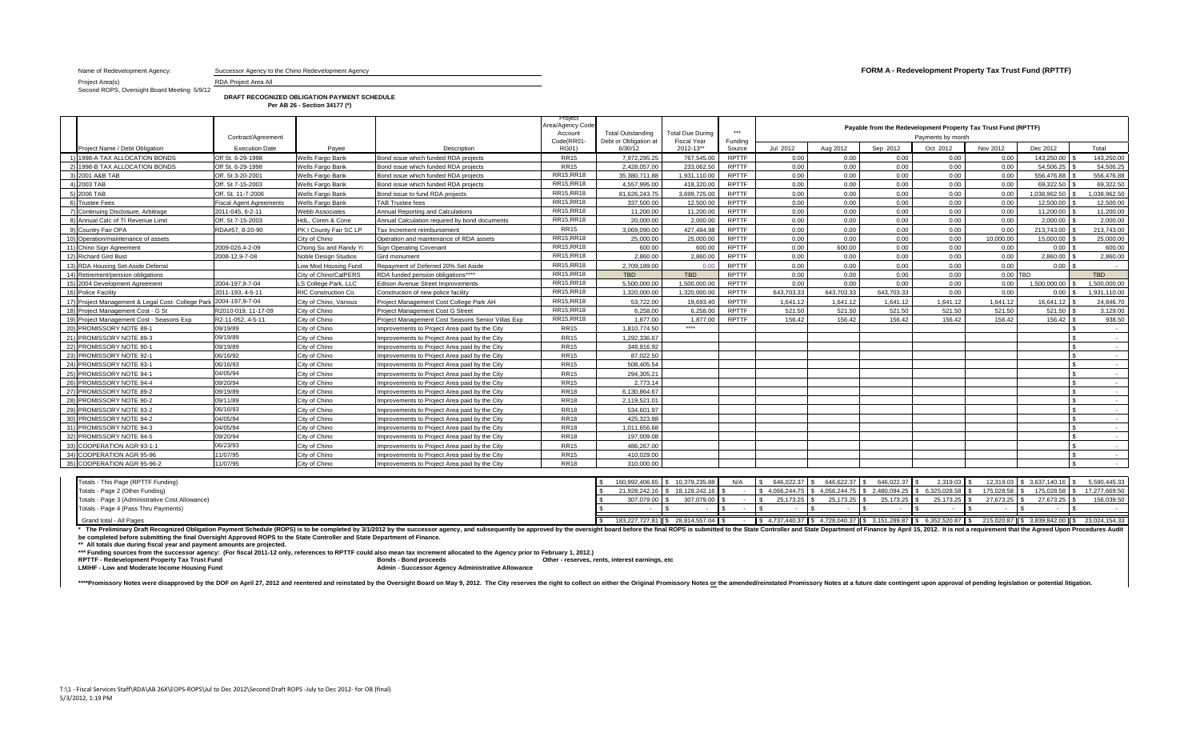Name of Redevelopment Agency: Successor Agency to the Chino Redevelopment Agency

**FORM A - Redevelopment Property Tax Trust Fund (RPTTF)**

Project Area(s) RDA Project Area All

Second ROPS, Oversight Board Meeting 5/9/12

**DRAFT RECOGNIZED OBLIGATION PAYMENT SCHEDULE**
**Per AB 26 - Section 34177 (*)**

| | Project Name / Debt Obligation | Contract/Agreement Execution Date | Payee | Description | Project Area/Agency Code Account Code(RR01-RG01) | Total Outstanding Debt or Obligation at 6/30/12 | Total Due During Fiscal Year 2012-13** | *** Funding Source | Payable from the Redevelopment Property Tax Trust Fund (RPTTF) Payments by month Jul 2012 | Aug 2012 | Sep 2012 | Oct 2012 | Nov 2012 | Dec 2012 | Total |
|---|---|---|---|---|---|---|---|---|---|---|---|---|---|---|---|
| 1) | 1998-A TAX ALLOCATION BONDS | Off St. 6-29-1998 | Wells Fargo Bank | Bond issue which funded RDA projects | RR15 | 7,972,295.25 | 767,545.00 | RPTTF | 0.00 | 0.00 | 0.00 | 0.00 | 0.00 | 143,250.00 | $ 143,250.00 |
| 2) | 1998-B TAX ALLOCATION BONDS | Off St. 6-29-1998 | Wells Fargo Bank | Bond issue which funded RDA projects | RR15 | 2,428,057.00 | 233,062.50 | RPTTF | 0.00 | 0.00 | 0.00 | 0.00 | 0.00 | 54,506.25 | $ 54,506.25 |
| 3) | 2001 A&B TAB | Off. St 3-20-2001 | Wells Fargo Bank | Bond issue which funded RDA projects | RR15,RR18 | 35,380,711.88 | 1,931,110.00 | RPTTF | 0.00 | 0.00 | 0.00 | 0.00 | 0.00 | 556,476.88 | $ 556,476.88 |
| 4) | 2003 TAB | Off. St 7-15-2003 | Wells Fargo Bank | Bond issue which funded RDA projects | RR15,RR18 | 4,557,995.00 | 418,320.00 | RPTTF | 0.00 | 0.00 | 0.00 | 0.00 | 0.00 | 69,322.50 | $ 69,322.50 |
| 5) | 2006 TAB | Off. St. 11-7-2006 | Wells Fargo Bank | Bond issue to fund RDA projects | RR15,RR18 | 81,626,243.75 | 3,699,725.00 | RPTTF | 0.00 | 0.00 | 0.00 | 0.00 | 0.00 | 1,038,962.50 | $ 1,038,962.50 |
| 6) | Trustee Fees | Fiscal Agent Agreements | Wells Fargo Bank | TAB Trustee fees | RR15,RR18 | 337,500.00 | 12,500.00 | RPTTF | 0.00 | 0.00 | 0.00 | 0.00 | 0.00 | 12,500.00 | $ 12,500.00 |
| 7) | Continuing Disclosure, Arbitrage | 2011-045, 6-2-11 | Webb Associates | Annual Reporting and Calculations | RR15,RR18 | 11,200.00 | 11,200.00 | RPTTF | 0.00 | 0.00 | 0.00 | 0.00 | 0.00 | 11,200.00 | $ 11,200.00 |
| 8) | Annual Calc of TI Revenue Limit | Off. St 7-15-2003 | HdL, Coren & Cone | Annual Calculation required by bond documents | RR15,RR18 | 20,000.00 | 2,000.00 | RPTTF | 0.00 | 0.00 | 0.00 | 0.00 | 0.00 | 2,000.00 | $ 2,000.00 |
| 9) | Country Fair OPA | RDA#57, 8-20-90 | PK I County Fair SC LP | Tax Increment reimbursement | RR15 | 3,069,090.00 | 427,484.98 | RPTTF | 0.00 | 0.00 | 0.00 | 0.00 | 0.00 | 213,743.00 | $ 213,743.00 |
| 10) | Operation/maintenance of assets | | City of Chino | Operation and maintenance of RDA assets | RR15,RR18 | 25,000.00 | 25,000.00 | RPTTF | 0.00 | 0.00 | 0.00 | 0.00 | 10,000.00 | 15,000.00 | $ 25,000.00 |
| 11) | Chino Sign Agreement | 2009-026,4-2-09 | Chong Su and Randy Yi | Sign Operating Covenant | RR15,RR18 | 600.00 | 600.00 | RPTTF | 0.00 | 600.00 | 0.00 | 0.00 | 0.00 | 0.00 | $ 600.00 |
| 12) | Richard Gird Bust | 2008-12,9-7-08 | Noble Design Studios | Gird monument | RR15,RR18 | 2,860.00 | 2,860.00 | RPTTF | 0.00 | 0.00 | 0.00 | 0.00 | 0.00 | 2,860.00 | $ 2,860.00 |
| 13) | RDA Housing Set-Aside Deferral | | Low Mod Housing Fund | Repayment of Deferred 20% Set Aside | RR15,RR18 | 2,709,189.00 | 0.00 | RPTTF | 0.00 | 0.00 | 0.00 | 0.00 | 0.00 | 0.00 | $ - |
| 14) | Retirement/pension obligations | | City of Chino/CalPERS | RDA funded pension obligations**** | RR15,RR18 | TBD | TBD | RPTTF | 0.00 | 0.00 | 0.00 | 0.00 | 0.00 | TBD | TBD |
| 15) | 2004 Development Agreement | 2004-197,9-7-04 | LS College Park, LLC | Edison Avenue Street Improvements | RR15,RR18 | 5,500,000.00 | 1,500,000.00 | RPTTF | 0.00 | 0.00 | 0.00 | 0.00 | 0.00 | 1,500,000.00 | $ 1,500,000.00 |
| 16) | Police Facility | 2011-193, 4-5-11 | RIC Construction Co. | Construction of new police facility | RR15,RR18 | 1,320,000.00 | 1,320,000.00 | RPTTF | 643,703.33 | 643,703.33 | 643,703.33 | 0.00 | 0.00 | 0.00 | $ 1,931,110.00 |
| 17) | Project Management & Legal Cost- College Park | 2004-197,9-7-04 | City of Chino, Various | Project Management Cost College Park AH | RR15,RR18 | 53,722.00 | 19,693.40 | RPTTF | 1,641.12 | 1,641.12 | 1,641.12 | 1,641.12 | 1,641.12 | 16,641.12 | $ 24,846.70 |
| 18) | Project Management Cost - G St | R2010-019, 11-17-09 | City of Chino | Project Management Cost G Street | RR15,RR18 | 6,258.00 | 6,258.00 | RPTTF | 521.50 | 521.50 | 521.50 | 521.50 | 521.50 | 521.50 | $ 3,129.00 |
| 19) | Project Management Cost - Seasons Exp | R2-11-052, 4-5-11 | City of Chino | Project Management Cost Seasons Senior Villas Exp | RR15,RR18 | 1,877.00 | 1,877.00 | RPTTF | 156.42 | 156.42 | 156.42 | 156.42 | 156.42 | 156.42 | $ 938.50 |
| 20) | PROMISSORY NOTE 89-1 | 09/19/89 | City of Chino | Improvements to Project Area paid by the City | RR15 | 1,810,774.50 | **** | | | | | | | | $ - |
| 21) | PROMISSORY NOTE 89-3 | 09/19/89 | City of Chino | Improvements to Project Area paid by the City | RR15 | 1,292,336.67 | | | | | | | | | $ - |
| 22) | PROMISSORY NOTE 90-1 | 09/19/89 | City of Chino | Improvements to Project Area paid by the City | RR15 | 348,916.92 | | | | | | | | | $ - |
| 23) | PROMISSORY NOTE 92-1 | 06/16/92 | City of Chino | Improvements to Project Area paid by the City | RR15 | 87,022.50 | | | | | | | | | $ - |
| 24) | PROMISSORY NOTE 93-1 | 06/16/93 | City of Chino | Improvements to Project Area paid by the City | RR15 | 508,405.54 | | | | | | | | | $ - |
| 25) | PROMISSORY NOTE 94-1 | 04/05/94 | City of Chino | Improvements to Project Area paid by the City | RR15 | 294,305.21 | | | | | | | | | $ - |
| 26) | PROMISSORY NOTE 94-4 | 09/20/94 | City of Chino | Improvements to Project Area paid by the City | RR15 | 2,773.14 | | | | | | | | | $ - |
| 27) | PROMISSORY NOTE 89-2 | 09/19/89 | City of Chino | Improvements to Project Area paid by the City | RR18 | 6,130,864.67 | | | | | | | | | $ - |
| 28) | PROMISSORY NOTE 90-2 | 09/11/89 | City of Chino | Improvements to Project Area paid by the City | RR18 | 2,119,521.01 | | | | | | | | | $ - |
| 29) | PROMISSORY NOTE 93-2 | 06/16/93 | City of Chino | Improvements to Project Area paid by the City | RR18 | 534,601.97 | | | | | | | | | $ - |
| 30) | PROMISSORY NOTE 94-2 | 04/05/94 | City of Chino | Improvements to Project Area paid by the City | RR18 | 425,323.88 | | | | | | | | | $ - |
| 31) | PROMISSORY NOTE 94-3 | 04/05/94 | City of Chino | Improvements to Project Area paid by the City | RR18 | 1,011,656.68 | | | | | | | | | $ - |
| 32) | PROMISSORY NOTE 94-5 | 09/20/94 | City of Chino | Improvements to Project Area paid by the City | RR18 | 197,009.08 | | | | | | | | | $ - |
| 33) | COOPERATION AGR 93-1-1 | 06/23/93 | City of Chino | Improvements to Project Area paid by the City | RR15 | 486,267.00 | | | | | | | | | $ - |
| 34) | COOPERATION AGR 95-96 | 11/07/95 | City of Chino | Improvements to Project Area paid by the City | RR15 | 410,029.00 | | | | | | | | | $ - |
| 35) | COOPERATION AGR 95-96-2 | 11/07/95 | City of Chino | Improvements to Project Area paid by the City | RR18 | 310,000.00 | | | | | | | | | $ - |

| | Total Outstanding | Total Due | Funding | Jul 2012 | Aug 2012 | Sep 2012 | Oct 2012 | Nov 2012 | Dec 2012 | Total |
|---|---|---|---|---|---|---|---|---|---|---|
| Totals - This Page (RPTTF Funding) | $ 160,992,406.65 | $ 10,379,235.88 | N/A | $ 646,022.37 | $ 646,622.37 | $ 646,022.37 | $ 2,319.03 | $ 12,319.03 | $ 3,637,140.16 | $ 5,590,445.33 |
| Totals - Page 2 (Other Funding) | $ 21,928,242.16 | $ 18,128,242.16 | $ - | $ 4,066,244.75 | $ 4,056,244.75 | $ 2,480,094.25 | $ 6,325,028.58 | $ 175,028.58 | $ 175,028.58 | $ 17,277,669.50 |
| Totals - Page 3 (Administrative Cost Allowance) | $ 307,079.00 | $ 307,079.00 | $ - | $ 25,173.25 | $ 25,173.25 | $ 25,173.25 | $ 25,173.25 | $ 27,673.25 | $ 27,673.25 | $ 156,039.50 |
| Totals - Page 4 (Pass Thru Payments) | $ - | $ - | $ - | $ - | $ - | $ - | $ - | $ - | $ - | $ - |
| Grand total - All Pages | $ 183,227,727.81 | $ 28,814,557.04 | $ - | $ 4,737,440.37 | $ 4,728,040.37 | $ 3,151,289.87 | $ 6,352,520.87 | $ 215,020.87 | $ 3,839,842.00 | $ 23,024,154.33 |

\* The Preliminary Draft Recognized Obligation Payment Schedule (ROPS) is to be completed by 3/1/2012 by the successor agency, and subsequently be approved by the oversight board before the final ROPS is submitted to the State Controller and State Department of Finance by April 15, 2012. It is not a requirement that the Agreed Upon Procedures Audit be completed before submitting the final Oversight Approved ROPS to the State Controller and State Department of Finance.

** All totals due during fiscal year and payment amounts are projected.

*** Funding sources from the successor agency: (For fiscal 2011-12 only, references to RPTTF could also mean tax increment allocated to the Agency prior to February 1, 2012.)

RPTTF - Redevelopment Property Tax Trust Fund | Bonds - Bond proceeds | Other - reserves, rents, interest earnings, etc
LMIHF - Low and Moderate Income Housing Fund | Admin - Successor Agency Administrative Allowance

****Promissory Notes were disapproved by the DOF on April 27, 2012 and reentered and reinstated by the Oversight Board on May 9, 2012. The City reserves the right to collect on either the Original Promissory Notes or the amended/reinstated Promissory Notes at a future date contingent upon approval of pending legislation or potential litigation.

T:\1 - Fiscal Services Staff\RDA\AB 26X\EOPS-ROPS\Jul to Dec 2012\Second Draft ROPS -July to Dec 2012- for OB (final)
5/3/2012, 1:19 PM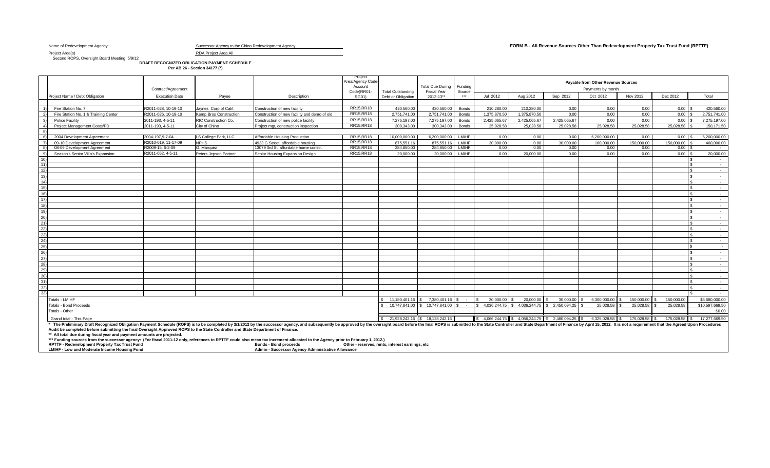Name of Redevelopment Agency: Successor Agency to the Chino Redevelopment Agency

**FORM B - All Revenue Sources Other Than Redevelopment Property Tax Trust Fund (RPTTF)**

Project Area(s) RDA Project Area All

Second ROPS, Oversight Board Meeting 5/9/12

**DRAFT RECOGNIZED OBLIGATION PAYMENT SCHEDULE**
**Per AB 26 - Section 34177 (*)**

| | Project Name / Debt Obligation | Contract/Agreement Execution Date | Payee | Description | Project Area/Agency Code-Account Code(RR01-RG01) | Total Outstanding Debt or Obligation | Total Due During Fiscal Year 2012-13** | Funding Source *** | Payable from Other Revenue Sources Payments by month Jul 2012 | Aug 2012 | Sep 2012 | Oct 2012 | Nov 2012 | Dec 2012 | Total |
|---|---|---|---|---|---|---|---|---|---|---|---|---|---|---|---|
| 1) | Fire Station No. 7 | R2011-028, 10-19-10 | Jaynes Corp of Calif. | Construction of new facility | RR15,RR18 | 420,560.00 | 420,560.00 | Bonds | 210,280.00 | 210,280.00 | 0.00 | 0.00 | 0.00 | 0.00 | $ 420,560.00 |
| 2) | Fire Station No. 1 & Training Center | R2011-026, 10-19-10 | Kemp Bros Construction | Construction of new facility and demo of old | RR15,RR18 | 2,751,741.00 | 2,751,741.00 | Bonds | 1,375,870.50 | 1,375,870.50 | 0.00 | 0.00 | 0.00 | 0.00 | $ 2,751,741.00 |
| 3) | Police Facility | 2011-193, 4-5-11 | RIC Construction Co. | Construction of new police facility | RR15,RR18 | 7,275,197.00 | 7,275,197.00 | Bonds | 2,425,065.67 | 2,425,065.67 | 2,425,065.67 | 0.00 | 0.00 | 0.00 | $ 7,275,197.00 |
| 4) | Project Management Costs/PD | 2011-193, 4-5-11 | City of Chino | Project mgt, construction inspection | RR15,RR18 | 300,343.00 | 300,343.00 | Bonds | 25,028.58 | 25,028.58 | 25,028.58 | 25,028.58 | 25,028.58 | 25,028.58 | $ 150,171.50 |
| 5) | | | | | | | | | | | | | | | |
| 6) | 2004 Development Agreement | 2004-197,9-7-04 | LS College Park, LLC | Affordable Housing Production | RR15,RR18 | 10,000,000.00 | 6,200,000.00 | LMIHF | 0.00 | 0.00 | 0.00 | 6,200,000.00 | 0.00 | 0.00 | $ 6,200,000.00 |
| 7) | 09-10 Development Agreement | R2010-019, 11-17-09 | NPHS | 4923 G Street, affordable housing | RR15,RR18 | 875,551.16 | 875,551.16 | LMIHF | 30,000.00 | 0.00 | 30,000.00 | 100,000.00 | 150,000.00 | 150,000.00 | $ 460,000.00 |
| 8) | 08-09 Development Agreement | R2009-15, 6-2-09 | G. Marquez | 13079 3rd St, affordable home constr. | RR15,RR18 | 284,850.00 | 284,850.00 | LMIHF | 0.00 | 0.00 | 0.00 | 0.00 | 0.00 | 0.00 | $ - |
| 9) | Season's Senior Villa's Expansion | R2011-052, 4-5-11 | Peters Jepson Partner | Senior Housing Expansion Design | RR15,RR18 | 20,000.00 | 20,000.00 | LMIHF | 0.00 | 20,000.00 | 0.00 | 0.00 | 0.00 | 0.00 | $ 20,000.00 |
| 10) | | | | | | | | | | | | | | | $ - |
| 11) | | | | | | | | | | | | | | | $ - |
| 12) | | | | | | | | | | | | | | | $ - |
| 13) | | | | | | | | | | | | | | | $ - |
| 14) | | | | | | | | | | | | | | | $ - |
| 15) | | | | | | | | | | | | | | | $ - |
| 16) | | | | | | | | | | | | | | | $ - |
| 17) | | | | | | | | | | | | | | | $ - |
| 18) | | | | | | | | | | | | | | | $ - |
| 19) | | | | | | | | | | | | | | | $ - |
| 20) | | | | | | | | | | | | | | | $ - |
| 21) | | | | | | | | | | | | | | | $ - |
| 22) | | | | | | | | | | | | | | | $ - |
| 23) | | | | | | | | | | | | | | | $ - |
| 24) | | | | | | | | | | | | | | | $ - |
| 25) | | | | | | | | | | | | | | | $ - |
| 26) | | | | | | | | | | | | | | | $ - |
| 27) | | | | | | | | | | | | | | | $ - |
| 28) | | | | | | | | | | | | | | | $ - |
| 29) | | | | | | | | | | | | | | | $ - |
| 30) | | | | | | | | | | | | | | | $ - |
| 31) | | | | | | | | | | | | | | | $ - |
| 32) | | | | | | | | | | | | | | | $ - |
| 33) | | | | | | | | | | | | | | | $ - |
| | Totals - LMIHF | | | | | $ 11,180,401.16 | $ 7,380,401.16 | $ - | $ 30,000.00 | $ 20,000.00 | $ 30,000.00 | $ 6,300,000.00 | $ 150,000.00 | $ 150,000.00 | $6,680,000.00 |
| | Totals - Bond Proceeds | | | | | $ 10,747,841.00 | $ 10,747,841.00 | $ - | $ 4,036,244.75 | $ 4,036,244.75 | $ 2,450,094.25 | $ 25,028.58 | $ 25,028.58 | 25,028.58 | $10,597,669.50 |
| | Totals - Other | | | | | | | | | | | | | | $0.00 |
| | Grand total - This Page | | | | | $ 21,928,242.16 | $ 18,128,242.16 | | $ 4,066,244.75 | $ 4,056,244.75 | $ 2,480,094.25 | $ 6,325,028.58 | $ 175,028.58 | $ 175,028.58 | $ 17,277,669.50 |

\* The Preliminary Draft Recognized Obligation Payment Schedule (ROPS) is to be completed by 3/1/2012 by the successor agency, and subsequently be approved by the oversight board before the final ROPS is submitted to the State Controller and State Department of Finance by April 15, 2012. It is not a requirement that the Agreed Upon Procedures Audit be completed before submitting the final Oversight Approved ROPS to the State Controller and State Department of Finance.

\** All total due during fiscal year and payment amounts are projected.

\*** Funding sources from the successor agency: (For fiscal 2011-12 only, references to RPTTF could also mean tax increment allocated to the Agency prior to February 1, 2012.)

RPTTF - Redevelopment Property Tax Trust Fund | Bonds - Bond proceeds | Other - reserves, rents, interest earnings, etc

LMIHF - Low and Moderate Income Housing Fund | Admin - Successor Agency Administrative Allowance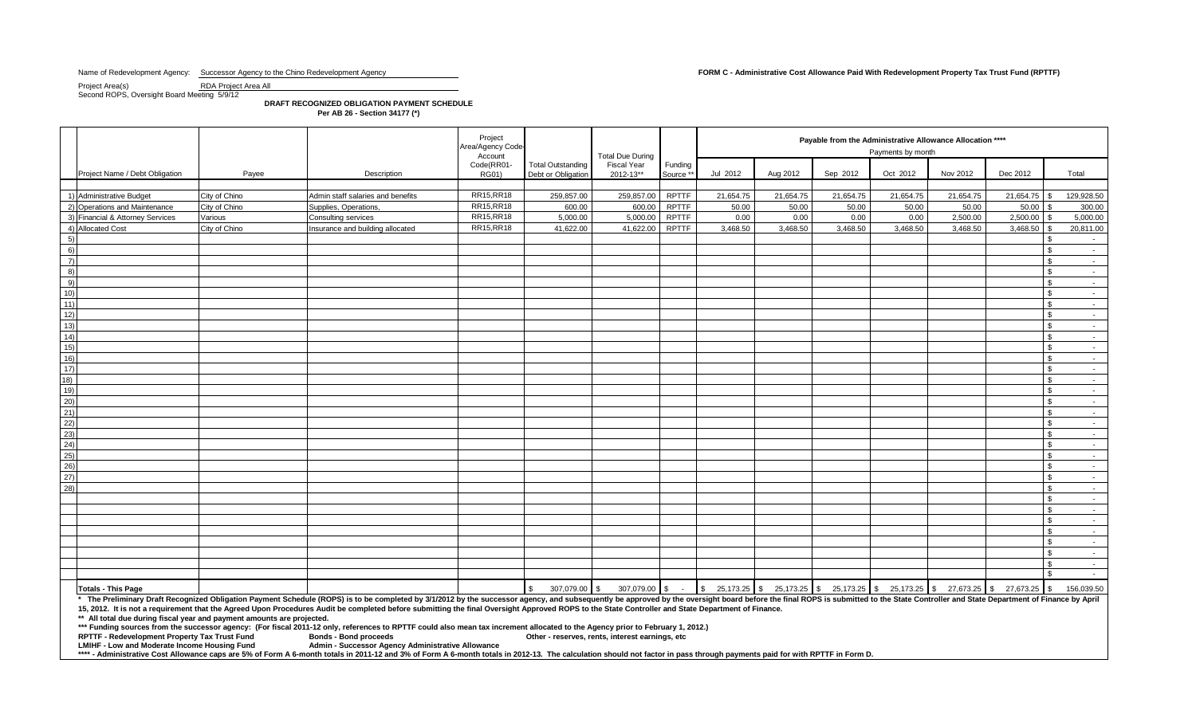Name of Redevelopment Agency: Successor Agency to the Chino Redevelopment Agency

**FORM C - Administrative Cost Allowance Paid With Redevelopment Property Tax Trust Fund (RPTTF)**

Project Area(s) RDA Project Area All

Second ROPS, Oversight Board Meeting 5/9/12

**DRAFT RECOGNIZED OBLIGATION PAYMENT SCHEDULE**
**Per AB 26 - Section 34177 (*)**

| | Project Name / Debt Obligation | Payee | Description | Project Area/Agency Code-Account Code(RR01-RG01) | Total Outstanding Debt or Obligation | Total Due During Fiscal Year 2012-13** | Funding Source ** | Payable from the Administrative Allowance Allocation **** Payments by month | | | | | | |
|---|---|---|---|---|---|---|---|---|---|---|---|---|---|---|
| | | | | | | | | Jul 2012 | Aug 2012 | Sep 2012 | Oct 2012 | Nov 2012 | Dec 2012 | Total |
| 1) | Administrative Budget | City of Chino | Admin staff salaries and benefits | RR15,RR18 | 259,857.00 | 259,857.00 | RPTTF | 21,654.75 | 21,654.75 | 21,654.75 | 21,654.75 | 21,654.75 | 21,654.75 | $ 129,928.50 |
| 2) | Operations and Maintenance | City of Chino | Supplies, Operations, | RR15,RR18 | 600.00 | 600.00 | RPTTF | 50.00 | 50.00 | 50.00 | 50.00 | 50.00 | 50.00 | $ 300.00 |
| 3) | Financial & Attorney Services | Various | Consulting services | RR15,RR18 | 5,000.00 | 5,000.00 | RPTTF | 0.00 | 0.00 | 0.00 | 0.00 | 2,500.00 | 2,500.00 | $ 5,000.00 |
| 4) | Allocated Cost | City of Chino | Insurance and building allocated | RR15,RR18 | 41,622.00 | 41,622.00 | RPTTF | 3,468.50 | 3,468.50 | 3,468.50 | 3,468.50 | 3,468.50 | 3,468.50 | $ 20,811.00 |
| 5) | | | | | | | | | | | | | | $ - |
| 6) | | | | | | | | | | | | | | $ - |
| 7) | | | | | | | | | | | | | | $ - |
| 8) | | | | | | | | | | | | | | $ - |
| 9) | | | | | | | | | | | | | | $ - |
| 10) | | | | | | | | | | | | | | $ - |
| 11) | | | | | | | | | | | | | | $ - |
| 12) | | | | | | | | | | | | | | $ - |
| 13) | | | | | | | | | | | | | | $ - |
| 14) | | | | | | | | | | | | | | $ - |
| 15) | | | | | | | | | | | | | | $ - |
| 16) | | | | | | | | | | | | | | $ - |
| 17) | | | | | | | | | | | | | | $ - |
| 18) | | | | | | | | | | | | | | $ - |
| 19) | | | | | | | | | | | | | | $ - |
| 20) | | | | | | | | | | | | | | $ - |
| 21) | | | | | | | | | | | | | | $ - |
| 22) | | | | | | | | | | | | | | $ - |
| 23) | | | | | | | | | | | | | | $ - |
| 24) | | | | | | | | | | | | | | $ - |
| 25) | | | | | | | | | | | | | | $ - |
| 26) | | | | | | | | | | | | | | $ - |
| 27) | | | | | | | | | | | | | | $ - |
| 28) | | | | | | | | | | | | | | $ - |
| | | | | | | | | | | | | | | $ - |
| | | | | | | | | | | | | | | $ - |
| | | | | | | | | | | | | | | $ - |
| | | | | | | | | | | | | | | $ - |
| | | | | | | | | | | | | | | $ - |
| | | | | | | | | | | | | | | $ - |
| | | | | | | | | | | | | | | $ - |
| | | | | | | | | | | | | | | $ - |
| | **Totals - This Page** | | | | $ 307,079.00 | $ 307,079.00 | $ - | $ 25,173.25 | $ 25,173.25 | $ 25,173.25 | $ 25,173.25 | $ 27,673.25 | $ 27,673.25 | $ 156,039.50 |

**\* The Preliminary Draft Recognized Obligation Payment Schedule (ROPS) is to be completed by 3/1/2012 by the successor agency, and subsequently be approved by the oversight board before the final ROPS is submitted to the State Controller and State Department of Finance by April 15, 2012. It is not a requirement that the Agreed Upon Procedures Audit be completed before submitting the final Oversight Approved ROPS to the State Controller and State Department of Finance.**

**\*\* All total due during fiscal year and payment amounts are projected.**

**\*\*\* Funding sources from the successor agency: (For fiscal 2011-12 only, references to RPTTF could also mean tax increment allocated to the Agency prior to February 1, 2012.)**

**RPTTF - Redevelopment Property Tax Trust Fund** — **Bonds - Bond proceeds** — **Other - reserves, rents, interest earnings, etc**

**LMIHF - Low and Moderate Income Housing Fund** — **Admin - Successor Agency Administrative Allowance**

**\*\*\*\* - Administrative Cost Allowance caps are 5% of Form A 6-month totals in 2011-12 and 3% of Form A 6-month totals in 2012-13. The calculation should not factor in pass through payments paid for with RPTTF in Form D.**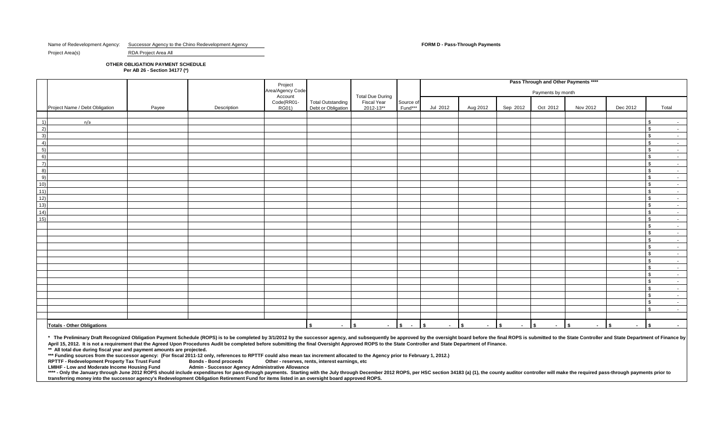Name of Redevelopment Agency: Successor Agency to the Chino Redevelopment Agency

Project Area(s): RDA Project Area All

**FORM D - Pass-Through Payments**

**OTHER OBLIGATION PAYMENT SCHEDULE**
**Per AB 26 - Section 34177 (*)**

| | Project Name / Debt Obligation | Payee | Description | Project Area/Agency Code-Account Code(RR01-RG01) | Total Outstanding Debt or Obligation | Total Due During Fiscal Year 2012-13** | Source of Fund*** | Pass Through and Other Payments **** Payments by month Jul 2012 | Aug 2012 | Sep 2012 | Oct 2012 | Nov 2012 | Dec 2012 | Total |
|---|---|---|---|---|---|---|---|---|---|---|---|---|---|---|
| 1) | n/a | | | | | | | | | | | | | $ - |
| 2) | | | | | | | | | | | | | | $ - |
| 3) | | | | | | | | | | | | | | $ - |
| 4) | | | | | | | | | | | | | | $ - |
| 5) | | | | | | | | | | | | | | $ - |
| 6) | | | | | | | | | | | | | | $ - |
| 7) | | | | | | | | | | | | | | $ - |
| 8) | | | | | | | | | | | | | | $ - |
| 9) | | | | | | | | | | | | | | $ - |
| 10) | | | | | | | | | | | | | | $ - |
| 11) | | | | | | | | | | | | | | $ - |
| 12) | | | | | | | | | | | | | | $ - |
| 13) | | | | | | | | | | | | | | $ - |
| 14) | | | | | | | | | | | | | | $ - |
| 15) | | | | | | | | | | | | | | $ - |
| | | | | | | | | | | | | | | $ - |
| | | | | | | | | | | | | | | $ - |
| | | | | | | | | | | | | | | $ - |
| | | | | | | | | | | | | | | $ - |
| | | | | | | | | | | | | | | $ - |
| | | | | | | | | | | | | | | $ - |
| | | | | | | | | | | | | | | $ - |
| | | | | | | | | | | | | | | $ - |
| | | | | | | | | | | | | | | $ - |
| | | | | | | | | | | | | | | $ - |
| | | | | | | | | | | | | | | $ - |
| | | | | | | | | | | | | | | $ - |
| | | | | | | | | | | | | | | $ - |
| | **Totals - Other Obligations** | | | | $ - | $ - | $ - | $ - | $ - | $ - | $ - | $ - | $ - | $ - |

\* The Preliminary Draft Recognized Obligation Payment Schedule (ROPS) is to be completed by 3/1/2012 by the successor agency, and subsequently be approved by the oversight board before the final ROPS is submitted to the State Controller and State Department of Finance by April 15, 2012. It is not a requirement that the Agreed Upon Procedures Audit be completed before submitting the final Oversight Approved ROPS to the State Controller and State Department of Finance.

** All total due during fiscal year and payment amounts are projected.

*** Funding sources from the successor agency: (For fiscal 2011-12 only, references to RPTTF could also mean tax increment allocated to the Agency prior to February 1, 2012.)

RPTTF - Redevelopment Property Tax Trust Fund — Bonds - Bond proceeds — Other - reserves, rents, interest earnings, etc

LMIHF - Low and Moderate Income Housing Fund — Admin - Successor Agency Administrative Allowance

**** - Only the January through June 2012 ROPS should include expenditures for pass-through payments. Starting with the July through December 2012 ROPS, per HSC section 34183 (a) (1), the county auditor controller will make the required pass-through payments prior to transferring money into the successor agency's Redevelopment Obligation Retirement Fund for items listed in an oversight board approved ROPS.